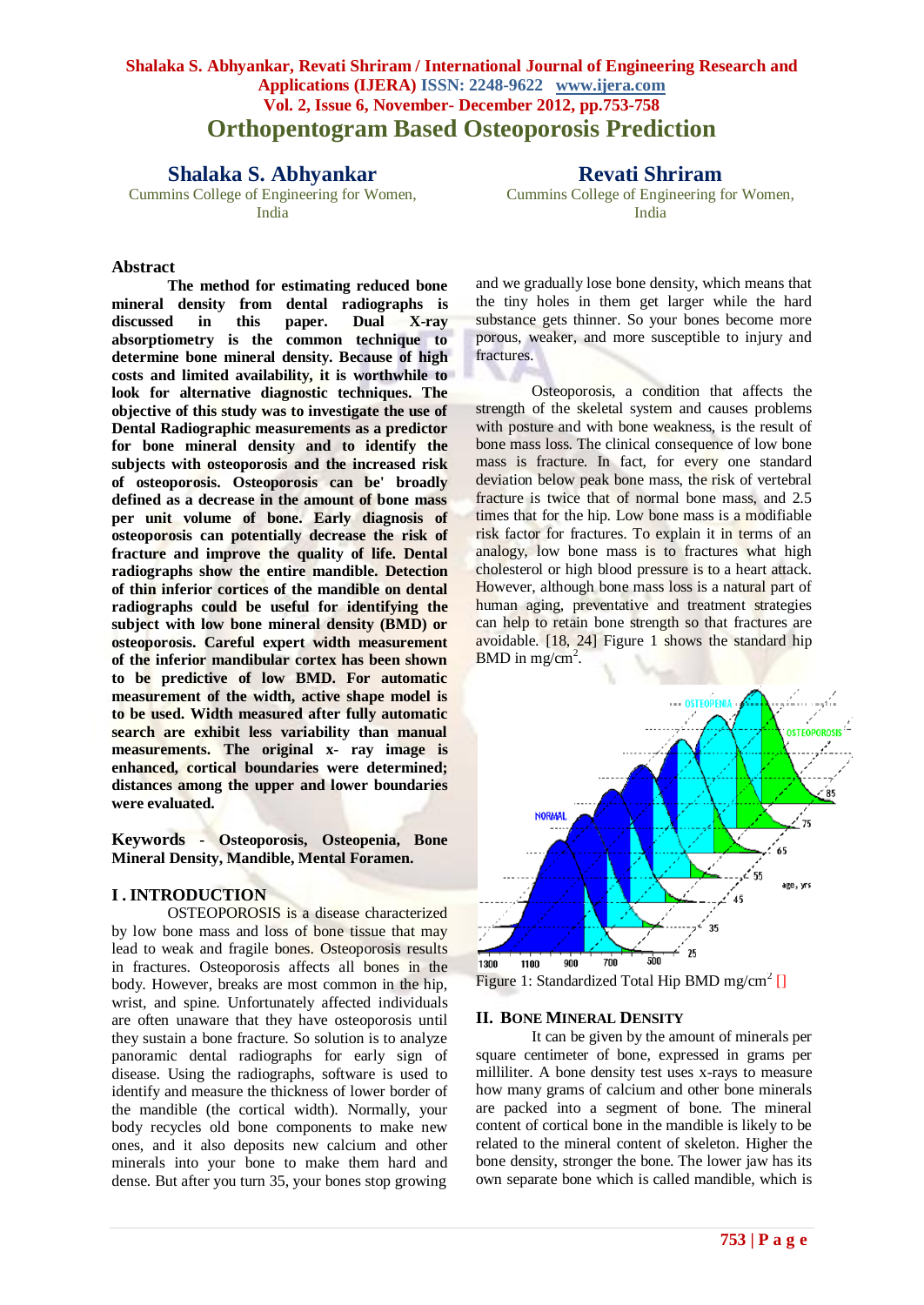# Orthopentogram Based Osteoporosis Prediction

**Shalaka S. Abhyankar**
Cummins College of Engineering for Women, India

**Revati Shriram**
Cummins College of Engineering for Women, India

## Abstract

**The method for estimating reduced bone mineral density from dental radiographs is discussed in this paper. Dual X-ray absorptiometry is the common technique to determine bone mineral density. Because of high costs and limited availability, it is worthwhile to look for alternative diagnostic techniques. The objective of this study was to investigate the use of Dental Radiographic measurements as a predictor for bone mineral density and to identify the subjects with osteoporosis and the increased risk of osteoporosis. Osteoporosis can be' broadly defined as a decrease in the amount of bone mass per unit volume of bone. Early diagnosis of osteoporosis can potentially decrease the risk of fracture and improve the quality of life. Dental radiographs show the entire mandible. Detection of thin inferior cortices of the mandible on dental radiographs could be useful for identifying the subject with low bone mineral density (BMD) or osteoporosis. Careful expert width measurement of the inferior mandibular cortex has been shown to be predictive of low BMD. For automatic measurement of the width, active shape model is to be used. Width measured after fully automatic search are exhibit less variability than manual measurements. The original x- ray image is enhanced, cortical boundaries were determined; distances among the upper and lower boundaries were evaluated.**

**Keywords - Osteoporosis, Osteopenia, Bone Mineral Density, Mandible, Mental Foramen.**

## I . INTRODUCTION

OSTEOPOROSIS is a disease characterized by low bone mass and loss of bone tissue that may lead to weak and fragile bones. Osteoporosis results in fractures. Osteoporosis affects all bones in the body. However, breaks are most common in the hip, wrist, and spine. Unfortunately affected individuals are often unaware that they have osteoporosis until they sustain a bone fracture. So solution is to analyze panoramic dental radiographs for early sign of disease. Using the radiographs, software is used to identify and measure the thickness of lower border of the mandible (the cortical width). Normally, your body recycles old bone components to make new ones, and it also deposits new calcium and other minerals into your bone to make them hard and dense. But after you turn 35, your bones stop growing and we gradually lose bone density, which means that the tiny holes in them get larger while the hard substance gets thinner. So your bones become more porous, weaker, and more susceptible to injury and fractures.

Osteoporosis, a condition that affects the strength of the skeletal system and causes problems with posture and with bone weakness, is the result of bone mass loss. The clinical consequence of low bone mass is fracture. In fact, for every one standard deviation below peak bone mass, the risk of vertebral fracture is twice that of normal bone mass, and 2.5 times that for the hip. Low bone mass is a modifiable risk factor for fractures. To explain it in terms of an analogy, low bone mass is to fractures what high cholesterol or high blood pressure is to a heart attack. However, although bone mass loss is a natural part of human aging, preventative and treatment strategies can help to retain bone strength so that fractures are avoidable. [18, 24] Figure 1 shows the standard hip BMD in mg/cm$^2$.

Figure 1: Standardized Total Hip BMD mg/cm$^2$ []

## II. BONE MINERAL DENSITY

It can be given by the amount of minerals per square centimeter of bone, expressed in grams per milliliter. A bone density test uses x-rays to measure how many grams of calcium and other bone minerals are packed into a segment of bone. The mineral content of centicular bone in the mandible is likely to be related to the mineral content of skeleton. Higher the bone density, stronger the bone. The lower jaw has its own separate bone which is called mandible, which is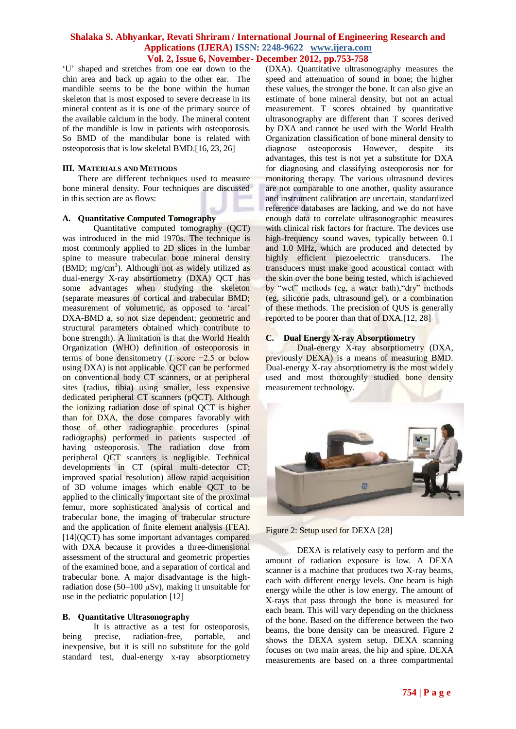'U' shaped and stretches from one ear down to the chin area and back up again to the other ear. The mandible seems to be the bone within the human skeleton that is most exposed to severe decrease in its mineral content as it is one of the primary source of the available calcium in the body. The mineral content of the mandible is low in patients with osteoporosis. So BMD of the mandibular bone is related with osteoporosis that is low skeletal BMD.[16, 23, 26]

## III. Materials and Methods

There are different techniques used to measure bone mineral density. Four techniques are discussed in this section are as flows:

### A. Quantitative Computed Tomography

Quantitative computed tomography (QCT) was introduced in the mid 1970s. The technique is most commonly applied to 2D slices in the lumbar spine to measure trabecular bone mineral density (BMD; mg/cm$^3$). Although not as widely utilized as dual-energy X-ray absortiometry (DXA) QCT has some advantages when studying the skeleton (separate measures of cortical and trabecular BMD; measurement of volumetric, as opposed to 'areal' DXA-BMD a, so not size dependent; geometric and structural parameters obtained which contribute to bone strength). A limitation is that the World Health Organization (WHO) definition of osteoporosis in terms of bone densitometry (*T* score −2.5 or below using DXA) is not applicable. QCT can be performed on conventional body CT scanners, or at peripheral sites (radius, tibia) using smaller, less expensive dedicated peripheral CT scanners (pQCT). Although the ionizing radiation dose of spinal QCT is higher than for DXA, the dose compares favorably with those of other radiographic procedures (spinal radiographs) performed in patients suspected of having osteoporosis. The radiation dose from peripheral QCT scanners is negligible. Technical developments in CT (spiral multi-detector CT; improved spatial resolution) allow rapid acquisition of 3D volume images which enable QCT to be applied to the clinically important site of the proximal femur, more sophisticated analysis of cortical and trabecular bone, the imaging of trabecular structure and the application of finite element analysis (FEA).[14](QCT) has some important advantages compared with DXA because it provides a three-dimensional assessment of the structural and geometric properties of the examined bone, and a separation of cortical and trabecular bone. A major disadvantage is the high-radiation dose (50–100 µSv), making it unsuitable for use in the pediatric population [12]

### B. Quantitative Ultrasonography

It is attractive as a test for osteoporosis, being precise, radiation-free, portable, and inexpensive, but it is still no substitute for the gold standard test, dual-energy x-ray absorptiometry (DXA). Quantitative ultrasonography measures the speed and attenuation of sound in bone; the higher these values, the stronger the bone. It can also give an estimate of bone mineral density, but not an actual measurement. T scores obtained by quantitative ultrasonography are different than T scores derived by DXA and cannot be used with the World Health Organization classification of bone mineral density to diagnose osteoporosis However, despite its advantages, this test is not yet a substitute for DXA for diagnosing and classifying osteoporosis nor for monitoring therapy. The various ultrasound devices are not comparable to one another, quality assurance and instrument calibration are uncertain, standardized reference databases are lacking, and we do not have enough data to correlate ultrasonographic measures with clinical risk factors for fracture. The devices use high-frequency sound waves, typically between 0.1 and 1.0 MHz, which are produced and detected by highly efficient piezoelectric transducers. The transducers must make good acoustical contact with the skin over the bone being tested, which is achieved by "wet" methods (eg, a water bath),"dry" methods (eg, silicone pads, ultrasound gel), or a combination of these methods. The precision of QUS is generally reported to be poorer than that of DXA.[12, 28]

### C. Dual Energy X-ray Absorptiometry

Dual-energy X-ray absorptiometry (DXA, previously DEXA) is a means of measuring BMD. Dual-energy X-ray absorptiometry is the most widely used and most thoroughly studied bone density measurement technology.

Figure 2: Setup used for DEXA [28]

DEXA is relatively easy to perform and the amount of radiation exposure is low. A DEXA scanner is a machine that produces two X-ray beams, each with different energy levels. One beam is high energy while the other is low energy. The amount of X-rays that pass through the bone is measured for each beam. This will vary depending on the thickness of the bone. Based on the difference between the two beams, the bone density can be measured. Figure 2 shows the DEXA system setup. DEXA scanning focuses on two main areas, the hip and spine. DEXA measurements are based on a three compartmental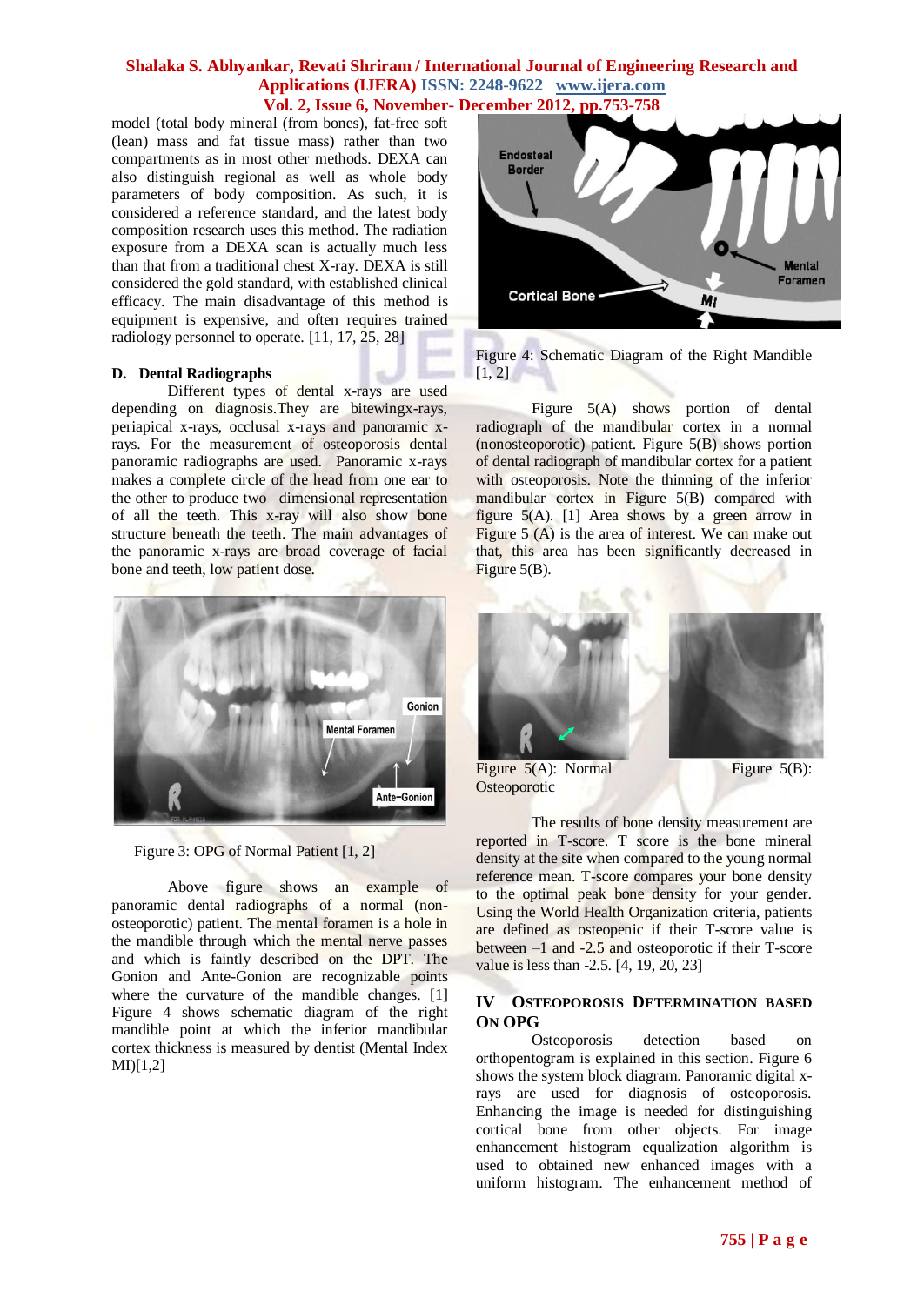model (total body mineral (from bones), fat-free soft (lean) mass and fat tissue mass) rather than two compartments as in most other methods. DEXA can also distinguish regional as well as whole body parameters of body composition. As such, it is considered a reference standard, and the latest body composition research uses this method. The radiation exposure from a DEXA scan is actually much less than that from a traditional chest X-ray. DEXA is still considered the gold standard, with established clinical efficacy. The main disadvantage of this method is equipment is expensive, and often requires trained radiology personnel to operate. [11, 17, 25, 28]

### D. Dental Radiographs

Different types of dental x-rays are used depending on diagnosis.They are bitewingx-rays, periapical x-rays, occlusal x-rays and panoramic x-rays. For the measurement of osteoporosis dental panoramic radiographs are used. Panoramic x-rays makes a complete circle of the head from one ear to the other to produce two –dimensional representation of all the teeth. This x-ray will also show bone structure beneath the teeth. The main advantages of the panoramic x-rays are broad coverage of facial bone and teeth, low patient dose.

Figure 3: OPG of Normal Patient [1, 2]

Above figure shows an example of panoramic dental radiographs of a normal (non-osteoporotic) patient. The mental foramen is a hole in the mandible through which the mental nerve passes and which is faintly described on the DPT. The Gonion and Ante-Gonion are recognizable points where the curvature of the mandible changes. [1] Figure 4 shows schematic diagram of the right mandible point at which the inferior mandibular cortex thickness is measured by dentist (Mental Index MI)[1,2]

Figure 4: Schematic Diagram of the Right Mandible [1, 2]

Figure 5(A) shows portion of dental radiograph of the mandibular cortex in a normal (nonosteoporotic) patient. Figure 5(B) shows portion of dental radiograph of mandibular cortex for a patient with osteoporosis. Note the thinning of the inferior mandibular cortex in Figure 5(B) compared with figure 5(A). [1] Area shows by a green arrow in Figure 5 (A) is the area of interest. We can make out that, this area has been significantly decreased in Figure 5(B).

Figure 5(A): Normal Figure 5(B): Osteoporotic

The results of bone density measurement are reported in T-score. T score is the bone mineral density at the site when compared to the young normal reference mean. T-score compares your bone density to the optimal peak bone density for your gender. Using the World Health Organization criteria, patients are defined as osteopenic if their T-score value is between –1 and -2.5 and osteoporotic if their T-score value is less than -2.5. [4, 19, 20, 23]

## IV Osteoporosis Determination Based On OPG

Osteoporosis detection based on orthopentogram is explained in this section. Figure 6 shows the system block diagram. Panoramic digital x-rays are used for diagnosis of osteoporosis. Enhancing the image is needed for distinguishing cortical bone from other objects. For image enhancement histogram equalization algorithm is used to obtained new enhanced images with a uniform histogram. The enhancement method of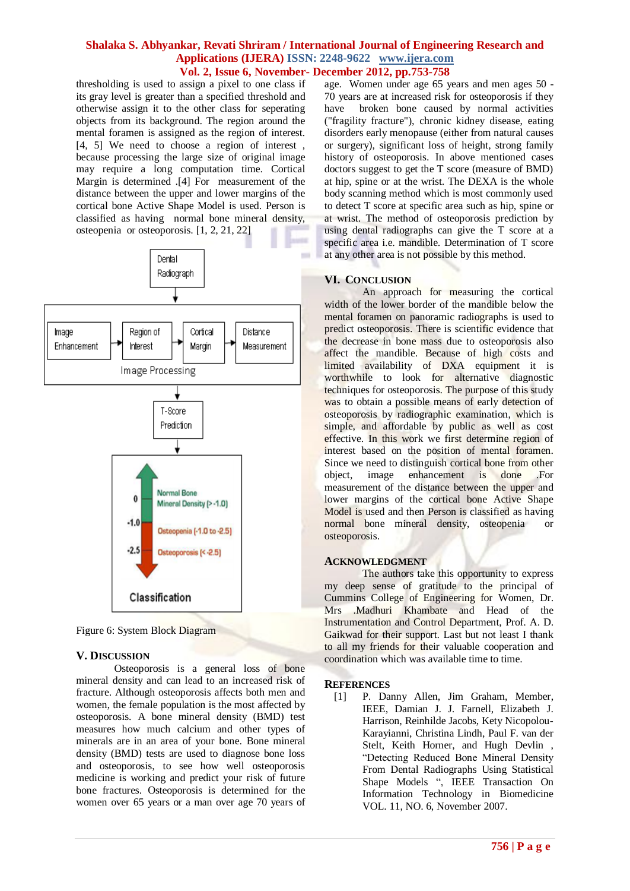thresholding is used to assign a pixel to one class if its gray level is greater than a specified threshold and otherwise assign it to the other class for seperating objects from its background. The region around the mental foramen is assigned as the region of interest. [4, 5] We need to choose a region of interest , because processing the large size of original image may require a long computation time. Cortical Margin is determined .[4] For measurement of the distance between the upper and lower margins of the cortical bone Active Shape Model is used. Person is classified as having normal bone mineral density, osteopenia or osteoporosis. [1, 2, 21, 22]

Dental Radiograph → Image Processing (Image Enhancement → Region of Interest → Cortical Margin → Distance Measurement) → T-Score Prediction → Classification

Classification: 0 — Normal Bone Mineral Density (> -1.0); -1.0 — Osteopenia (-1.0 to -2.5); -2.5 — Osteoporosis (< -2.5)

Figure 6: System Block Diagram

## V. Discussion

Osteoporosis is a general loss of bone mineral density and can lead to an increased risk of fracture. Although osteoporosis affects both men and women, the female population is the most affected by osteoporosis. A bone mineral density (BMD) test measures how much calcium and other types of minerals are in an area of your bone. Bone mineral density (BMD) tests are used to diagnose bone loss and osteoporosis, to see how well osteoporosis medicine is working and predict your risk of future bone fractures. Osteoporosis is determined for the women over 65 years or a man over age 70 years of age. Women under age 65 years and men ages 50 - 70 years are at increased risk for osteoporosis if they have broken bone caused by normal activities ("fragility fracture"), chronic kidney disease, eating disorders early menopause (either from natural causes or surgery), significant loss of height, strong family history of osteoporosis. In above mentioned cases doctors suggest to get the T score (measure of BMD) at hip, spine or at the wrist. The DEXA is the whole body scanning method which is most commonly used to detect T score at specific area such as hip, spine or at wrist. The method of osteoporosis prediction by using dental radiographs can give the T score at a specific area i.e. mandible. Determination of T score at any other area is not possible by this method.

## VI. Conclusion

An approach for measuring the cortical width of the lower border of the mandible below the mental foramen on panoramic radiographs is used to predict osteoporosis. There is scientific evidence that the decrease in bone mass due to osteoporosis also affect the mandible. Because of high costs and limited availability of DXA equipment it is worthwhile to look for alternative diagnostic techniques for osteoporosis. The purpose of this study was to obtain a possible means of early detection of osteoporosis by radiographic examination, which is simple, and affordable by public as well as cost effective. In this work we first determine region of interest based on the position of mental foramen. Since we need to distinguish cortical bone from other object, image enhancement is done .For measurement of the distance between the upper and lower margins of the cortical bone Active Shape Model is used and then Person is classified as having normal bone mineral density, osteopenia or osteoporosis.

## Acknowledgment

The authors take this opportunity to express my deep sense of gratitude to the principal of Cummins College of Engineering for Women, Dr. Mrs .Madhuri Khambate and Head of the Instrumentation and Control Department, Prof. A. D. Gaikwad for their support. Last but not least I thank to all my friends for their valuable cooperation and coordination which was available time to time.

## References

[1] P. Danny Allen, Jim Graham, Member, IEEE, Damian J. J. Farnell, Elizabeth J. Harrison, Reinhilde Jacobs, Kety Nicopolou-Karayianni, Christina Lindh, Paul F. van der Stelt, Keith Horner, and Hugh Devlin , "Detecting Reduced Bone Mineral Density From Dental Radiographs Using Statistical Shape Models ", IEEE Transaction On Information Technology in Biomedicine VOL. 11, NO. 6, November 2007.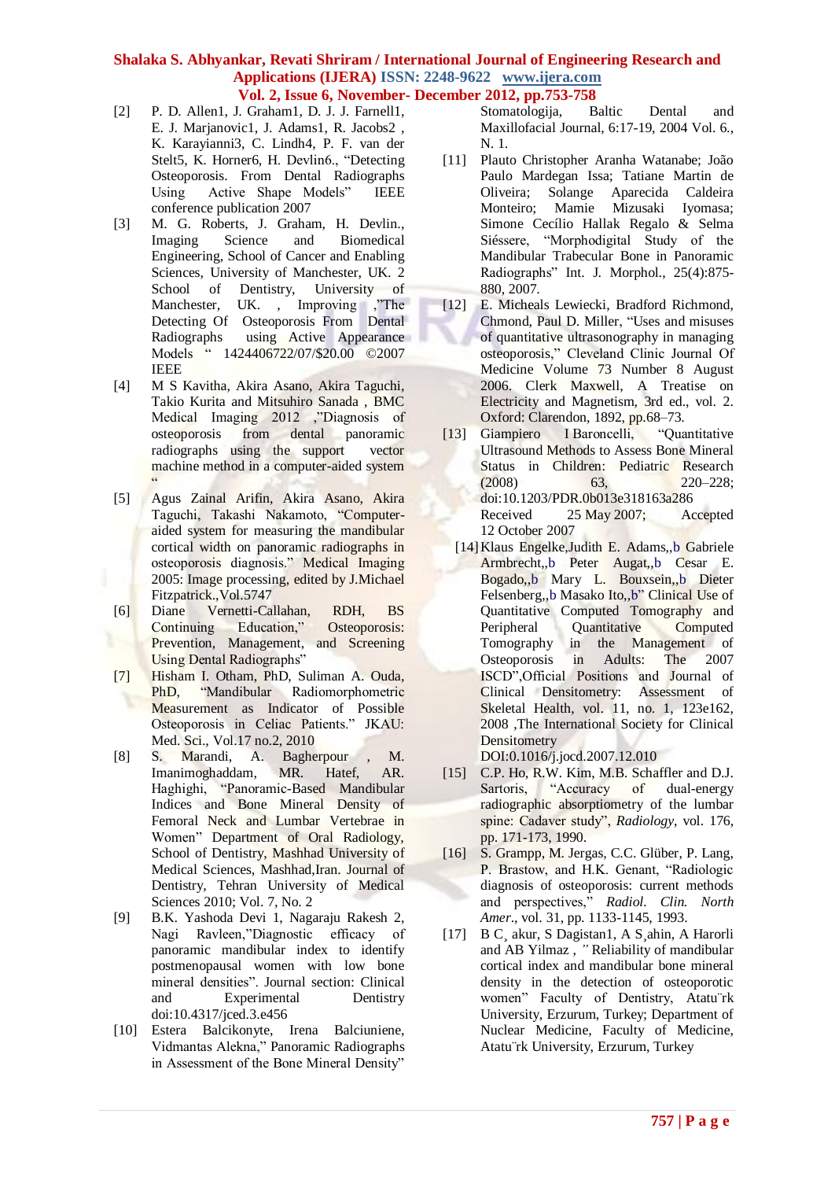[2] P. D. Allen1, J. Graham1, D. J. J. Farnell1, E. J. Marjanovic1, J. Adams1, R. Jacobs2 , K. Karayianni3, C. Lindh4, P. F. van der Stelt5, K. Horner6, H. Devlin6., "Detecting Osteoporosis. From Dental Radiographs Using Active Shape Models" IEEE conference publication 2007

[3] M. G. Roberts, J. Graham, H. Devlin., Imaging Science and Biomedical Engineering, School of Cancer and Enabling Sciences, University of Manchester, UK. 2 School of Dentistry, University of Manchester, UK. , Improving ,"The Detecting Of Osteoporosis From Dental Radiographs using Active Appearance Models " 1424406722/07/$20.00 ©2007 IEEE

[4] M S Kavitha, Akira Asano, Akira Taguchi, Takio Kurita and Mitsuhiro Sanada , BMC Medical Imaging 2012 ,"Diagnosis of osteoporosis from dental panoramic radiographs using the support vector machine method in a computer-aided system "

[5] Agus Zainal Arifin, Akira Asano, Akira Taguchi, Takashi Nakamoto, "Computer-aided system for measuring the mandibular cortical width on panoramic radiographs in osteoporosis diagnosis." Medical Imaging 2005: Image processing, edited by J.Michael Fitzpatrick.,Vol.5747

[6] Diane Vernetti-Callahan, RDH, BS Continuing Education," Osteoporosis: Prevention, Management, and Screening Using Dental Radiographs"

[7] Hisham I. Otham, PhD, Suliman A. Ouda, PhD, "Mandibular Radiomorphometric Measurement as Indicator of Possible Osteoporosis in Celiac Patients." JKAU: Med. Sci., Vol.17 no.2, 2010

[8] S. Marandi, A. Bagherpour , M. Imanimoghaddam, MR. Hatef, AR. Haghighi, "Panoramic-Based Mandibular Indices and Bone Mineral Density of Femoral Neck and Lumbar Vertebrae in Women" Department of Oral Radiology, School of Dentistry, Mashhad University of Medical Sciences, Mashhad,Iran. Journal of Dentistry, Tehran University of Medical Sciences 2010; Vol. 7, No. 2

[9] B.K. Yashoda Devi 1, Nagaraju Rakesh 2, Nagi Ravleen,"Diagnostic efficacy of panoramic mandibular index to identify postmenopausal women with low bone mineral densities". Journal section: Clinical and Experimental Dentistry doi:10.4317/jced.3.e456

[10] Estera Balcikonyte, Irena Balciuniene, Vidmantas Alekna," Panoramic Radiographs in Assessment of the Bone Mineral Density" Stomatologija, Baltic Dental and Maxillofacial Journal, 6:17-19, 2004 Vol. 6., N. 1.

[11] Plauto Christopher Aranha Watanabe; João Paulo Mardegan Issa; Tatiane Martin de Oliveira; Solange Aparecida Caldeira Monteiro; Mamie Mizusaki Iyomasa; Simone Cecílio Hallak Regalo & Selma Siéssere, "Morphodigital Study of the Mandibular Trabecular Bone in Panoramic Radiographs" Int. J. Morphol., 25(4):875-880, 2007.

[12] E. Micheals Lewiecki, Bradford Richmond, Chmond, Paul D. Miller, "Uses and misuses of quantitative ultrasonography in managing osteoporosis," Cleveland Clinic Journal Of Medicine Volume 73 Number 8 August 2006. Clerk Maxwell, A Treatise on Electricity and Magnetism, 3rd ed., vol. 2. Oxford: Clarendon, 1892, pp.68–73.

[13] Giampiero I Baroncelli, "Quantitative Ultrasound Methods to Assess Bone Mineral Status in Children: Pediatric Research (2008) 63, 220–228; doi:10.1203/PDR.0b013e318163a286 Received 25 May 2007; Accepted 12 October 2007

[14] Klaus Engelke,Judith E. Adams,,b Gabriele Armbrecht,,b Peter Augat,,b Cesar E. Bogado,,b Mary L. Bouxsein,,b Dieter Felsenberg,,b Masako Ito,,b" Clinical Use of Quantitative Computed Tomography and Peripheral Quantitative Computed Tomography in the Management of Osteoporosis in Adults: The 2007 ISCD",Official Positions and Journal of Clinical Densitometry: Assessment of Skeletal Health, vol. 11, no. 1, 123e162, 2008 ,The International Society for Clinical Densitometry DOI:0.1016/j.jocd.2007.12.010

[15] C.P. Ho, R.W. Kim, M.B. Schaffler and D.J. Sartoris, "Accuracy of dual-energy radiographic absorptiometry of the lumbar spine: Cadaver study", *Radiology*, vol. 176, pp. 171-173, 1990.

[16] S. Grampp, M. Jergas, C.C. Glüber, P. Lang, P. Brastow, and H.K. Genant, "Radiologic diagnosis of osteoporosis: current methods and perspectives," *Radiol. Clin. North Amer*., vol. 31, pp. 1133-1145, 1993.

[17] B C¸ akur, S Dagistan1, A S¸ahin, A Harorli and AB Yilmaz , " Reliability of mandibular cortical index and mandibular bone mineral density in the detection of osteoporotic women" Faculty of Dentistry, Atatu¨rk University, Erzurum, Turkey; Department of Nuclear Medicine, Faculty of Medicine, Atatu¨rk University, Erzurum, Turkey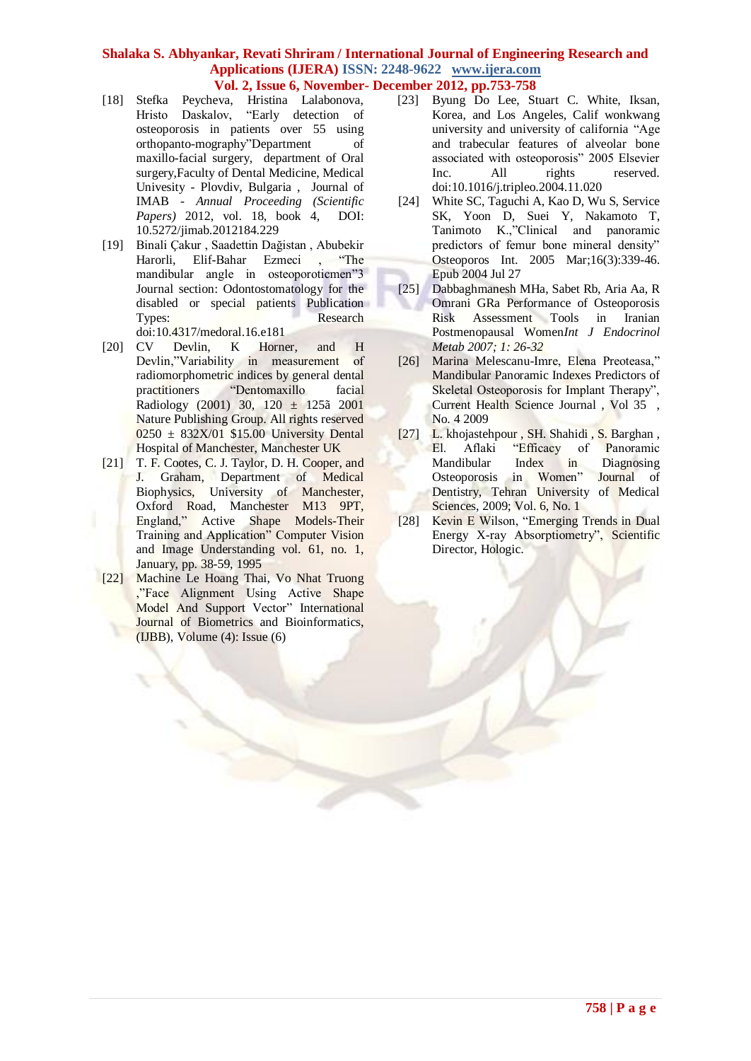[18] Stefka Peycheva, Hristina Lalabonova, Hristo Daskalov, "Early detection of osteoporosis in patients over 55 using orthopanto-mography"Department of maxillo-facial surgery, department of Oral surgery,Faculty of Dental Medicine, Medical Univesity - Plovdiv, Bulgaria , Journal of IMAB - *Annual Proceeding (Scientific Papers)* 2012, vol. 18, book 4, DOI: 10.5272/jimab.2012184.229

[19] Binali Çakur , Saadettin Dağistan , Abubekir Harorli, Elif-Bahar Ezmeci , "The mandibular angle in osteoporoticmen"3 Journal section: Odontostomatology for the disabled or special patients Publication Types: Research doi:10.4317/medoral.16.e181

[20] CV Devlin, K Horner, and H Devlin,"Variability in measurement of radiomorphometric indices by general dental practitioners "Dentomaxillo facial Radiology (2001) 30, 120 ± 125ã 2001 Nature Publishing Group. All rights reserved 0250 ± 832X/01 $15.00 University Dental Hospital of Manchester, Manchester UK

[21] T. F. Cootes, C. J. Taylor, D. H. Cooper, and J. Graham, Department of Medical Biophysics, University of Manchester, Oxford Road, Manchester M13 9PT, England," Active Shape Models-Their Training and Application" Computer Vision and Image Understanding vol. 61, no. 1, January, pp. 38-59, 1995

[22] Machine Le Hoang Thai, Vo Nhat Truong ,"Face Alignment Using Active Shape Model And Support Vector" International Journal of Biometrics and Bioinformatics, (IJBB), Volume (4): Issue (6)

[23] Byung Do Lee, Stuart C. White, Iksan, Korea, and Los Angeles, Calif wonkwang university and university of california "Age and trabecular features of alveolar bone associated with osteoporosis" 2005 Elsevier Inc. All rights reserved. doi:10.1016/j.tripleo.2004.11.020

[24] White SC, Taguchi A, Kao D, Wu S, Service SK, Yoon D, Suei Y, Nakamoto T, Tanimoto K.,"Clinical and panoramic predictors of femur bone mineral density" Osteoporos Int. 2005 Mar;16(3):339-46. Epub 2004 Jul 27

[25] Dabbaghmanesh MHa, Sabet Rb, Aria Aa, R Omrani GRa Performance of Osteoporosis Risk Assessment Tools in Iranian Postmenopausal Women*Int J Endocrinol Metab 2007; 1: 26-32*

[26] Marina Melescanu-Imre, Elena Preoteasa," Mandibular Panoramic Indexes Predictors of Skeletal Osteoporosis for Implant Therapy", Current Health Science Journal , Vol 35 , No. 4 2009

[27] L. khojastehpour , SH. Shahidi , S. Barghan , El. Aflaki "Efficacy of Panoramic Mandibular Index in Diagnosing Osteoporosis in Women" Journal of Dentistry, Tehran University of Medical Sciences, 2009; Vol. 6, No. 1

[28] Kevin E Wilson, "Emerging Trends in Dual Energy X-ray Absorptiometry", Scientific Director, Hologic.